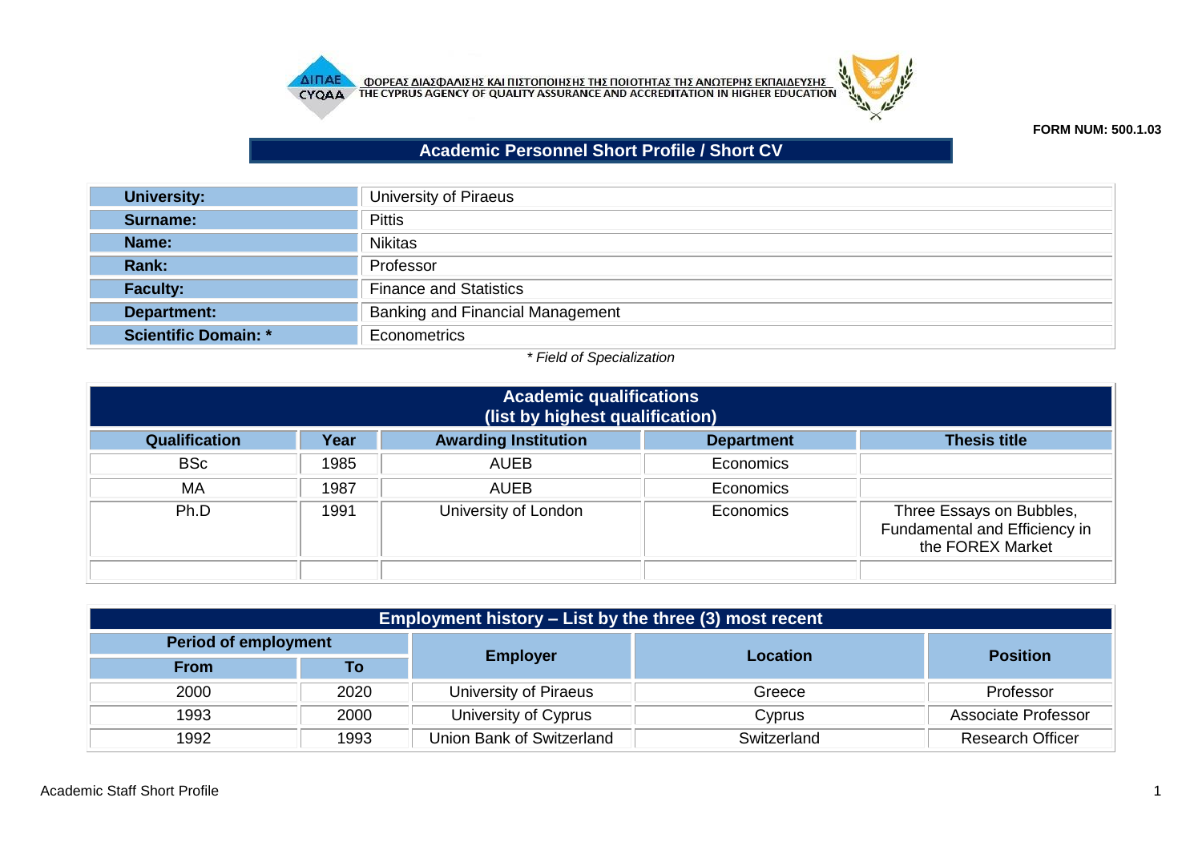ΦΟΡΕΑΣ ΔΙΑΣΦΑΛΙΣΗΣ ΚΑΙ ΠΙΣΤΟΠΟΙΗΣΗΣ ΤΗΣ ΠΟΙΟΤΗΤΑΣ ΤΗΣ ΑΝΩΤΕΡΗΣ ΕΚΠΑΙΔΕΥΣΗΣ
THE CYPRUS AGENCY OF QUALITY ASSURANCE AND ACCREDITATION IN HIGHER EDUCATION

**FORM NUM: 500.1.03**

# Academic Personnel Short Profile / Short CV

| | |
|---|---|
| **University:** | University of Piraeus |
| **Surname:** | Pittis |
| **Name:** | Nikitas |
| **Rank:** | Professor |
| **Faculty:** | Finance and Statistics |
| **Department:** | Banking and Financial Management |
| **Scientific Domain: *** | Econometrics |

*\* Field of Specialization*

## Academic qualifications (list by highest qualification)

| Qualification | Year | Awarding Institution | Department | Thesis title |
|---|---|---|---|---|
| BSc | 1985 | AUEB | Economics | |
| MA | 1987 | AUEB | Economics | |
| Ph.D | 1991 | University of London | Economics | Three Essays on Bubbles, Fundamental and Efficiency in the FOREX Market |
| | | | | |

## Employment history – List by the three (3) most recent

| Period of employment | | Employer | Location | Position |
|---|---|---|---|---|
| From | To | | | |
| 2000 | 2020 | University of Piraeus | Greece | Professor |
| 1993 | 2000 | University of Cyprus | Cyprus | Associate Professor |
| 1992 | 1993 | Union Bank of Switzerland | Switzerland | Research Officer |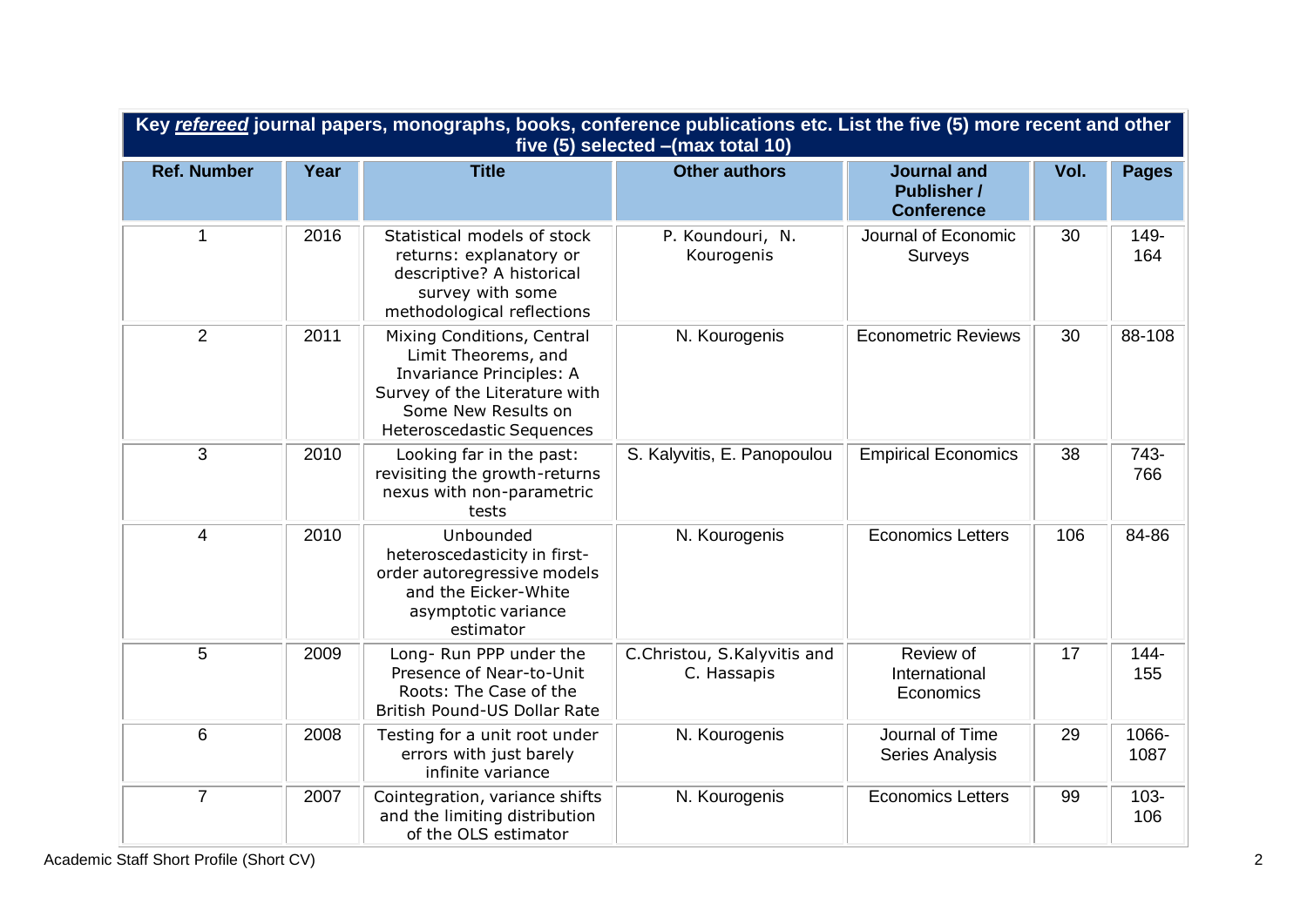| Key ***refereed*** journal papers, monographs, books, conference publications etc. List the five (5) more recent and other five (5) selected –(max total 10) | | | | | | |
|---|---|---|---|---|---|---|
| **Ref. Number** | **Year** | **Title** | **Other authors** | **Journal and Publisher / Conference** | **Vol.** | **Pages** |
| 1 | 2016 | Statistical models of stock returns: explanatory or descriptive? A historical survey with some methodological reflections | P. Koundouri, N. Kourogenis | Journal of Economic Surveys | 30 | 149-164 |
| 2 | 2011 | Mixing Conditions, Central Limit Theorems, and Invariance Principles: A Survey of the Literature with Some New Results on Heteroscedastic Sequences | N. Kourogenis | Econometric Reviews | 30 | 88-108 |
| 3 | 2010 | Looking far in the past: revisiting the growth-returns nexus with non-parametric tests | S. Kalyvitis, E. Panopoulou | Empirical Economics | 38 | 743-766 |
| 4 | 2010 | Unbounded heteroscedasticity in first-order autoregressive models and the Eicker-White asymptotic variance estimator | N. Kourogenis | Economics Letters | 106 | 84-86 |
| 5 | 2009 | Long- Run PPP under the Presence of Near-to-Unit Roots: The Case of the British Pound-US Dollar Rate | C.Christou, S.Kalyvitis and C. Hassapis | Review of International Economics | 17 | 144-155 |
| 6 | 2008 | Testing for a unit root under errors with just barely infinite variance | N. Kourogenis | Journal of Time Series Analysis | 29 | 1066-1087 |
| 7 | 2007 | Cointegration, variance shifts and the limiting distribution of the OLS estimator | N. Kourogenis | Economics Letters | 99 | 103-106 |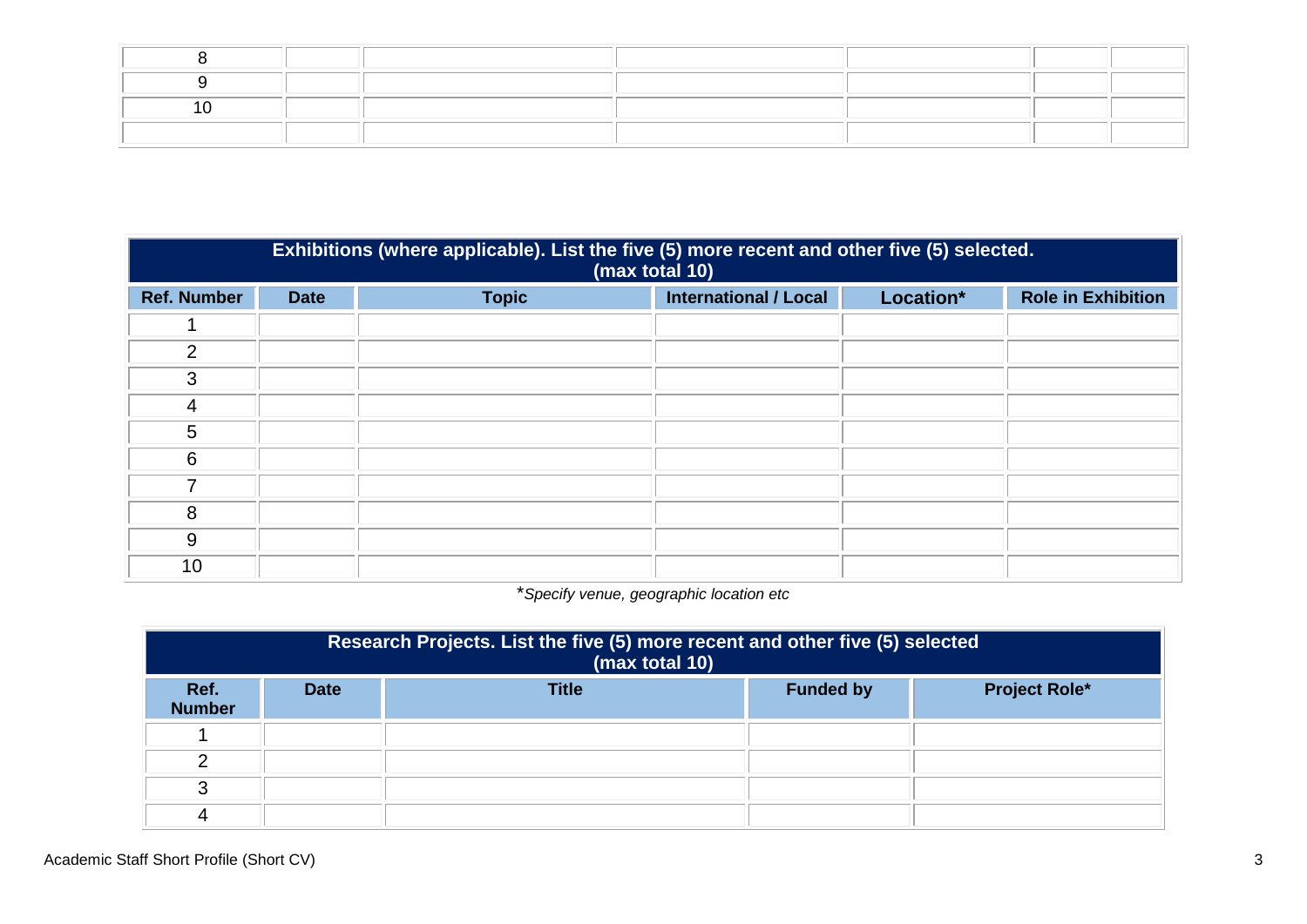| | | | | | | |
|---|---|---|---|---|---|---|
| 8 | | | | | | |
| 9 | | | | | | |
| 10 | | | | | | |
| | | | | | | |

| **Exhibitions (where applicable). List the five (5) more recent and other five (5) selected. (max total 10)** | | | | | |
|---|---|---|---|---|---|
| **Ref. Number** | **Date** | **Topic** | **International / Local** | **Location*** | **Role in Exhibition** |
| 1 | | | | | |
| 2 | | | | | |
| 3 | | | | | |
| 4 | | | | | |
| 5 | | | | | |
| 6 | | | | | |
| 7 | | | | | |
| 8 | | | | | |
| 9 | | | | | |
| 10 | | | | | |

**Specify venue, geographic location etc*

| **Research Projects. List the five (5) more recent and other five (5) selected (max total 10)** | | | | |
|---|---|---|---|---|
| **Ref. Number** | **Date** | **Title** | **Funded by** | **Project Role*** |
| 1 | | | | |
| 2 | | | | |
| 3 | | | | |
| 4 | | | | |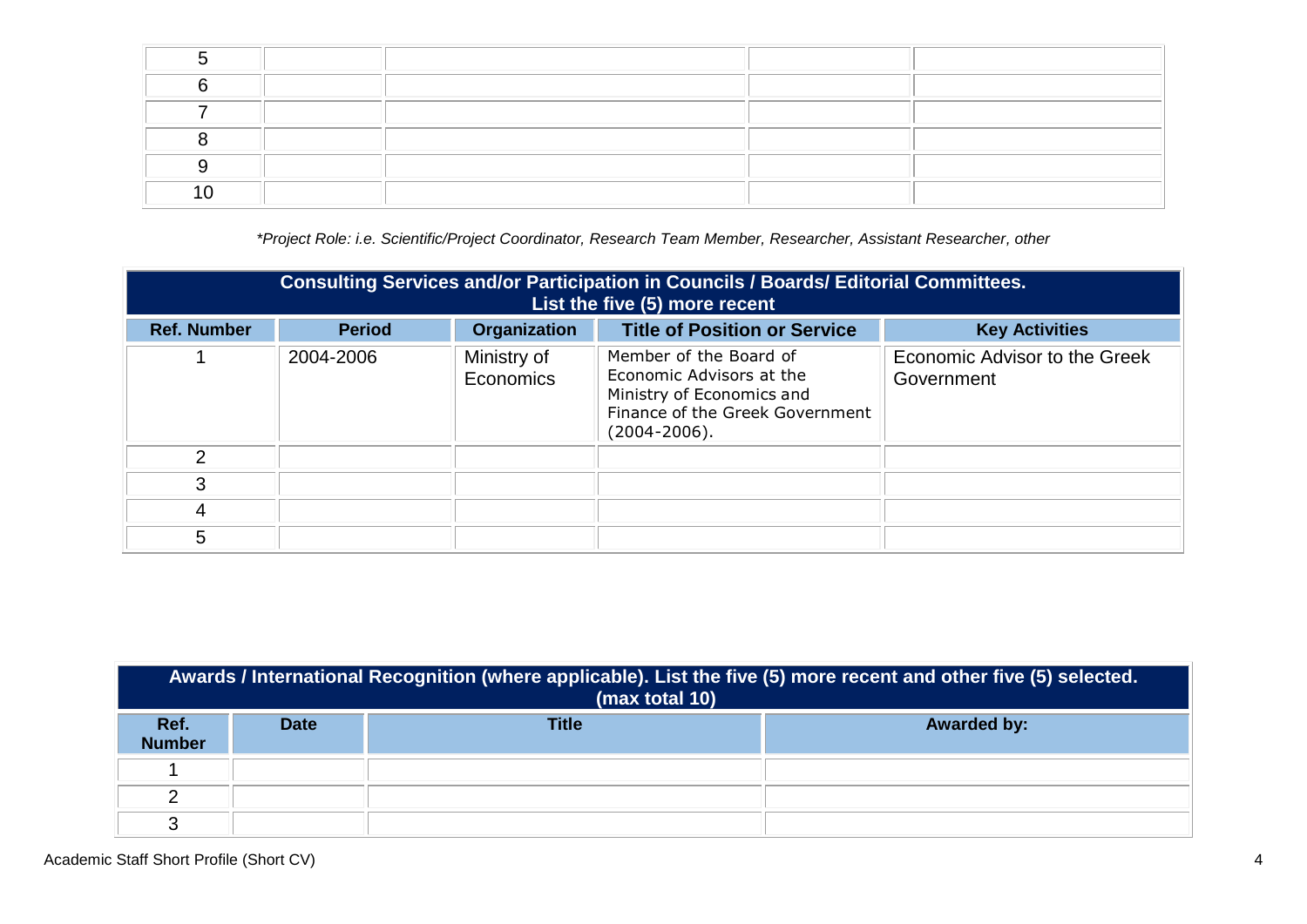| 5 | | | | |
|---|---|---|---|---|
| 6 | | | | |
| 7 | | | | |
| 8 | | | | |
| 9 | | | | |
| 10 | | | | |

*\*Project Role: i.e. Scientific/Project Coordinator, Research Team Member, Researcher, Assistant Researcher, other*

| **Consulting Services and/or Participation in Councils / Boards/ Editorial Committees. List the five (5) more recent** | | | | |
|---|---|---|---|---|
| **Ref. Number** | **Period** | **Organization** | **Title of Position or Service** | **Key Activities** |
| 1 | 2004-2006 | Ministry of Economics | Member of the Board of Economic Advisors at the Ministry of Economics and Finance of the Greek Government (2004-2006). | Economic Advisor to the Greek Government |
| 2 | | | | |
| 3 | | | | |
| 4 | | | | |
| 5 | | | | |

| **Awards / International Recognition (where applicable). List the five (5) more recent and other five (5) selected. (max total 10)** | | | |
|---|---|---|---|
| **Ref. Number** | **Date** | **Title** | **Awarded by:** |
| 1 | | | |
| 2 | | | |
| 3 | | | |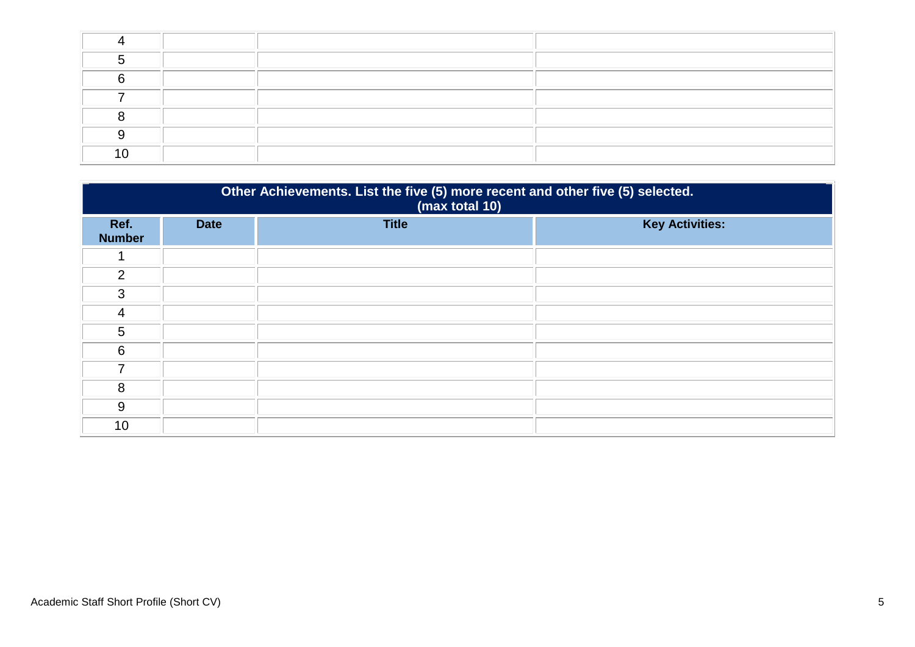| | | | |
|---|---|---|---|
| 4 | | | |
| 5 | | | |
| 6 | | | |
| 7 | | | |
| 8 | | | |
| 9 | | | |
| 10 | | | |

| **Other Achievements. List the five (5) more recent and other five (5) selected. (max total 10)** | | | |
|---|---|---|---|
| **Ref. Number** | **Date** | **Title** | **Key Activities:** |
| 1 | | | |
| 2 | | | |
| 3 | | | |
| 4 | | | |
| 5 | | | |
| 6 | | | |
| 7 | | | |
| 8 | | | |
| 9 | | | |
| 10 | | | |